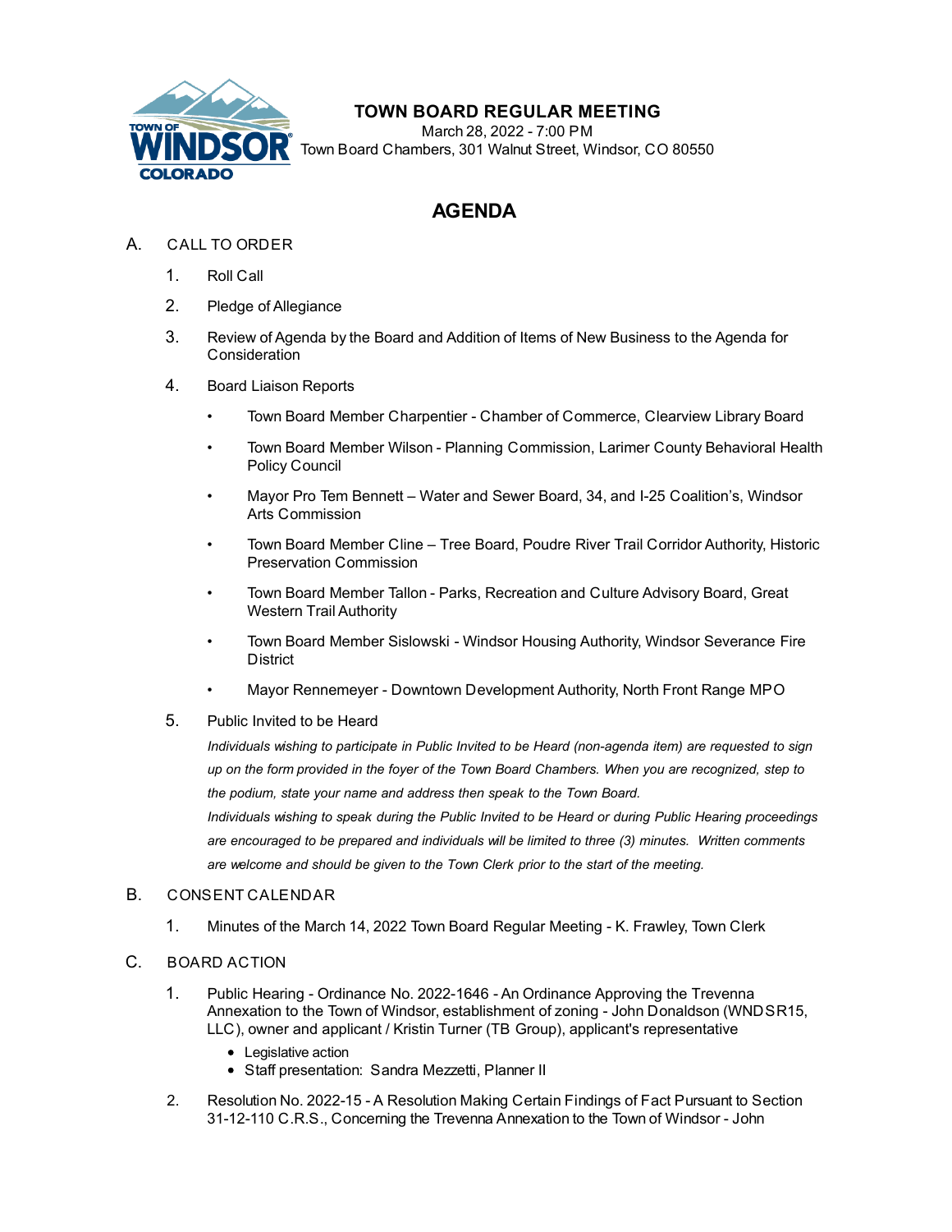# TOWN BOARD REGULAR MEETING

March 28, 2022 - 7:00 PM
Town Board Chambers, 301 Walnut Street, Windsor, CO 80550

## AGENDA

A. CALL TO ORDER

1. Roll Call
2. Pledge of Allegiance
3. Review of Agenda by the Board and Addition of Items of New Business to the Agenda for Consideration
4. Board Liaison Reports
   - Town Board Member Charpentier - Chamber of Commerce, Clearview Library Board
   - Town Board Member Wilson - Planning Commission, Larimer County Behavioral Health Policy Council
   - Mayor Pro Tem Bennett – Water and Sewer Board, 34, and I-25 Coalition's, Windsor Arts Commission
   - Town Board Member Cline – Tree Board, Poudre River Trail Corridor Authority, Historic Preservation Commission
   - Town Board Member Tallon - Parks, Recreation and Culture Advisory Board, Great Western Trail Authority
   - Town Board Member Sislowski - Windsor Housing Authority, Windsor Severance Fire District
   - Mayor Rennemeyer - Downtown Development Authority, North Front Range MPO
5. Public Invited to be Heard

   *Individuals wishing to participate in Public Invited to be Heard (non-agenda item) are requested to sign up on the form provided in the foyer of the Town Board Chambers. When you are recognized, step to the podium, state your name and address then speak to the Town Board.*

   *Individuals wishing to speak during the Public Invited to be Heard or during Public Hearing proceedings are encouraged to be prepared and individuals will be limited to three (3) minutes. Written comments are welcome and should be given to the Town Clerk prior to the start of the meeting.*

B. CONSENT CALENDAR

1. Minutes of the March 14, 2022 Town Board Regular Meeting - K. Frawley, Town Clerk

C. BOARD ACTION

1. Public Hearing - Ordinance No. 2022-1646 - An Ordinance Approving the Trevenna Annexation to the Town of Windsor, establishment of zoning - John Donaldson (WNDSR15, LLC), owner and applicant / Kristin Turner (TB Group), applicant's representative
   - Legislative action
   - Staff presentation: Sandra Mezzetti, Planner II
2. Resolution No. 2022-15 - A Resolution Making Certain Findings of Fact Pursuant to Section 31-12-110 C.R.S., Concerning the Trevenna Annexation to the Town of Windsor - John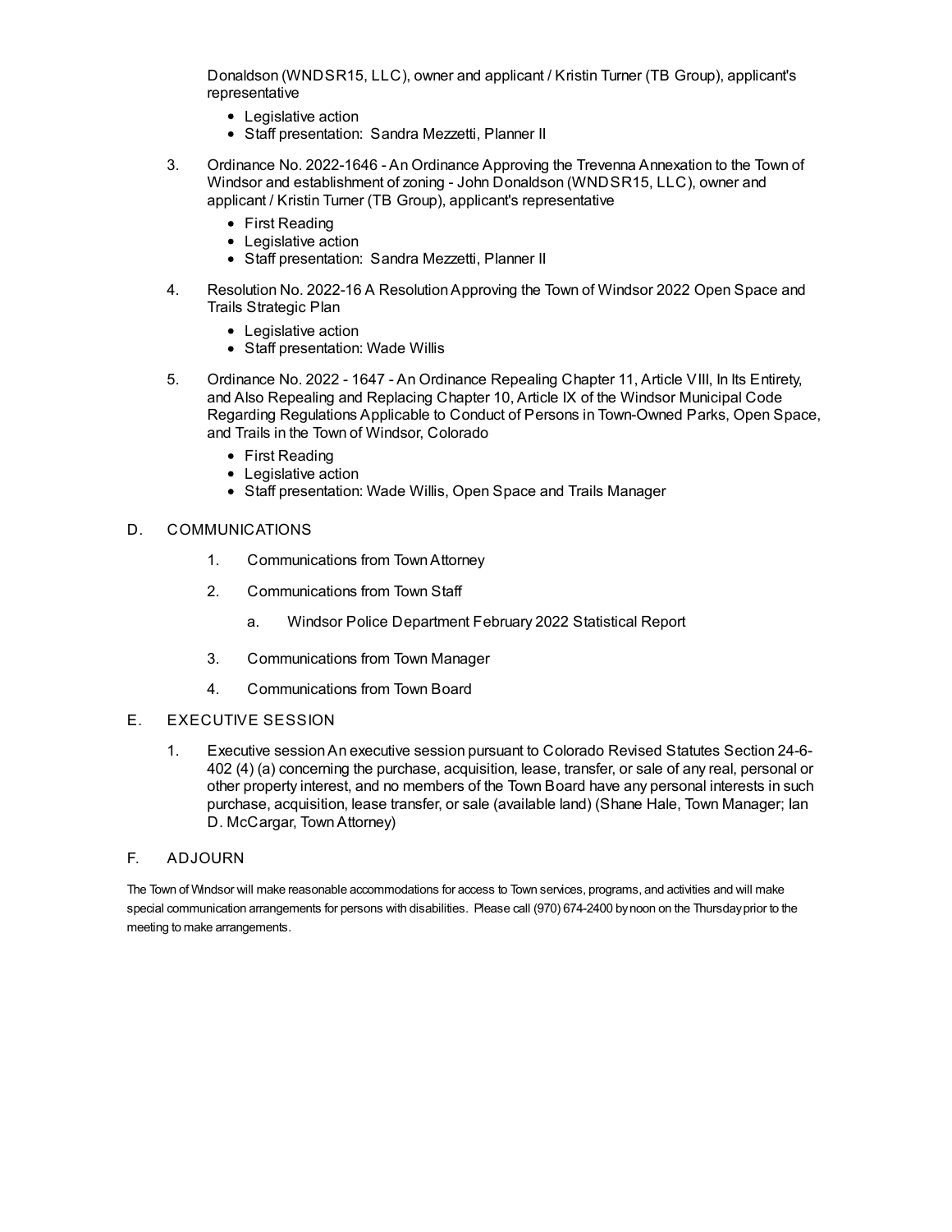Donaldson (WNDSR15, LLC), owner and applicant / Kristin Turner (TB Group), applicant's representative

- Legislative action
- Staff presentation: Sandra Mezzetti, Planner II

3. Ordinance No. 2022-1646 - An Ordinance Approving the Trevenna Annexation to the Town of Windsor and establishment of zoning - John Donaldson (WNDSR15, LLC), owner and applicant / Kristin Turner (TB Group), applicant's representative
   - First Reading
   - Legislative action
   - Staff presentation: Sandra Mezzetti, Planner II

4. Resolution No. 2022-16 A Resolution Approving the Town of Windsor 2022 Open Space and Trails Strategic Plan
   - Legislative action
   - Staff presentation: Wade Willis

5. Ordinance No. 2022 - 1647 - An Ordinance Repealing Chapter 11, Article VIII, In Its Entirety, and Also Repealing and Replacing Chapter 10, Article IX of the Windsor Municipal Code Regarding Regulations Applicable to Conduct of Persons in Town-Owned Parks, Open Space, and Trails in the Town of Windsor, Colorado
   - First Reading
   - Legislative action
   - Staff presentation: Wade Willis, Open Space and Trails Manager

## D. COMMUNICATIONS

1. Communications from Town Attorney
2. Communications from Town Staff
   a. Windsor Police Department February 2022 Statistical Report
3. Communications from Town Manager
4. Communications from Town Board

## E. EXECUTIVE SESSION

1. Executive session An executive session pursuant to Colorado Revised Statutes Section 24-6-402 (4) (a) concerning the purchase, acquisition, lease, transfer, or sale of any real, personal or other property interest, and no members of the Town Board have any personal interests in such purchase, acquisition, lease transfer, or sale (available land) (Shane Hale, Town Manager; Ian D. McCargar, Town Attorney)

## F. ADJOURN

The Town of Windsor will make reasonable accommodations for access to Town services, programs, and activities and will make special communication arrangements for persons with disabilities. Please call (970) 674-2400 by noon on the Thursday prior to the meeting to make arrangements.